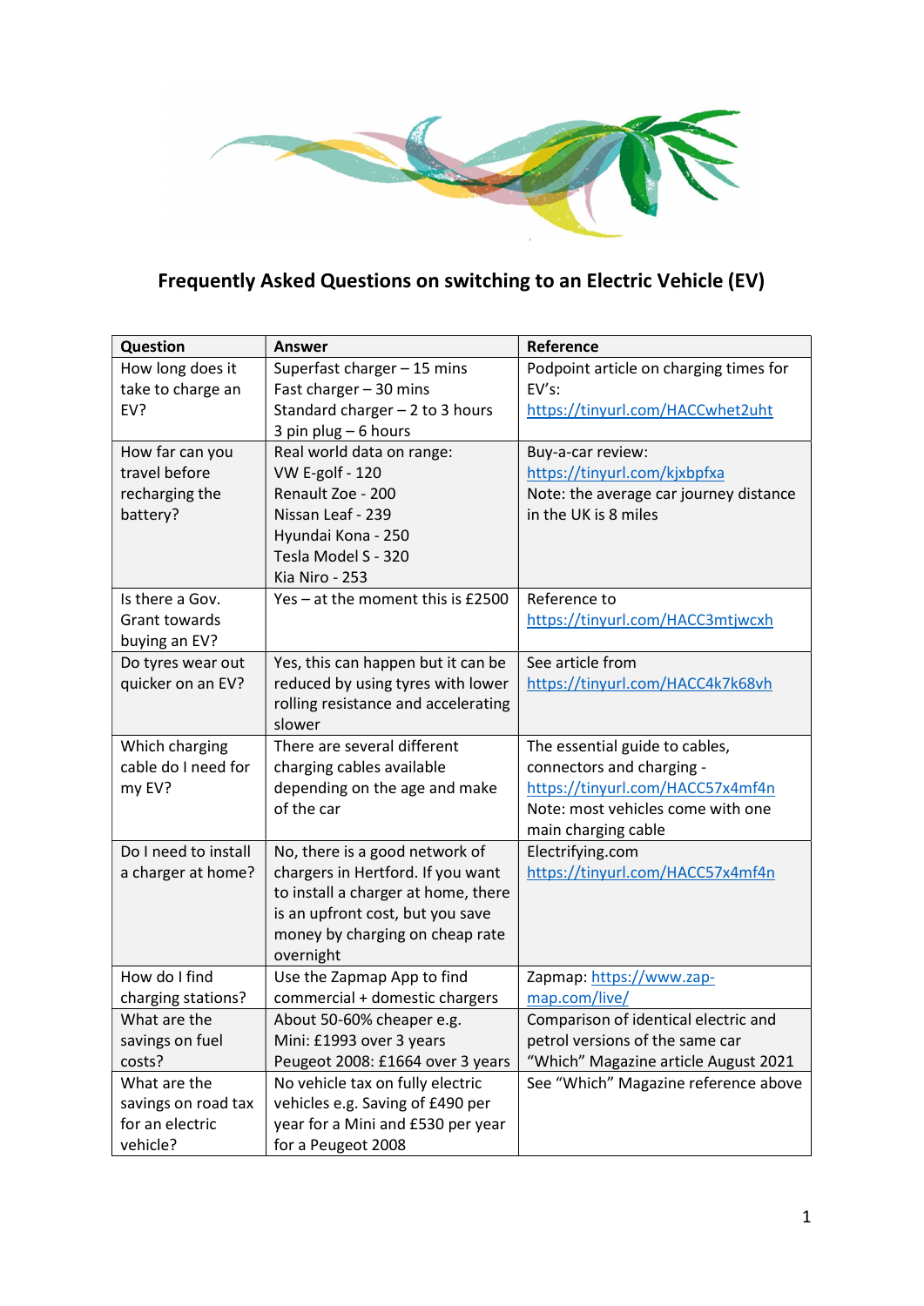# Frequently Asked Questions on switching to an Electric Vehicle (EV)

| Question | Answer | Reference |
|---|---|---|
| How long does it take to charge an EV? | Superfast charger – 15 mins<br>Fast charger – 30 mins<br>Standard charger – 2 to 3 hours<br>3 pin plug – 6 hours | Podpoint article on charging times for EV's:<br>https://tinyurl.com/HACCwhet2uht |
| How far can you travel before recharging the battery? | Real world data on range:<br>VW E-golf - 120<br>Renault Zoe - 200<br>Nissan Leaf - 239<br>Hyundai Kona - 250<br>Tesla Model S - 320<br>Kia Niro - 253 | Buy-a-car review:<br>https://tinyurl.com/kjxbpfxa<br>Note: the average car journey distance in the UK is 8 miles |
| Is there a Gov. Grant towards buying an EV? | Yes – at the moment this is £2500 | Reference to<br>https://tinyurl.com/HACC3mtjwcxh |
| Do tyres wear out quicker on an EV? | Yes, this can happen but it can be reduced by using tyres with lower rolling resistance and accelerating slower | See article from<br>https://tinyurl.com/HACC4k7k68vh |
| Which charging cable do I need for my EV? | There are several different charging cables available depending on the age and make of the car | The essential guide to cables, connectors and charging -<br>https://tinyurl.com/HACC57x4mf4n<br>Note: most vehicles come with one main charging cable |
| Do I need to install a charger at home? | No, there is a good network of chargers in Hertford. If you want to install a charger at home, there is an upfront cost, but you save money by charging on cheap rate overnight | Electrifying.com<br>https://tinyurl.com/HACC57x4mf4n |
| How do I find charging stations? | Use the Zapmap App to find commercial + domestic chargers | Zapmap: https://www.zap-map.com/live/ |
| What are the savings on fuel costs? | About 50-60% cheaper e.g.<br>Mini: £1993 over 3 years<br>Peugeot 2008: £1664 over 3 years | Comparison of identical electric and petrol versions of the same car<br>"Which" Magazine article August 2021 |
| What are the savings on road tax for an electric vehicle? | No vehicle tax on fully electric vehicles e.g. Saving of £490 per year for a Mini and £530 per year for a Peugeot 2008 | See "Which" Magazine reference above |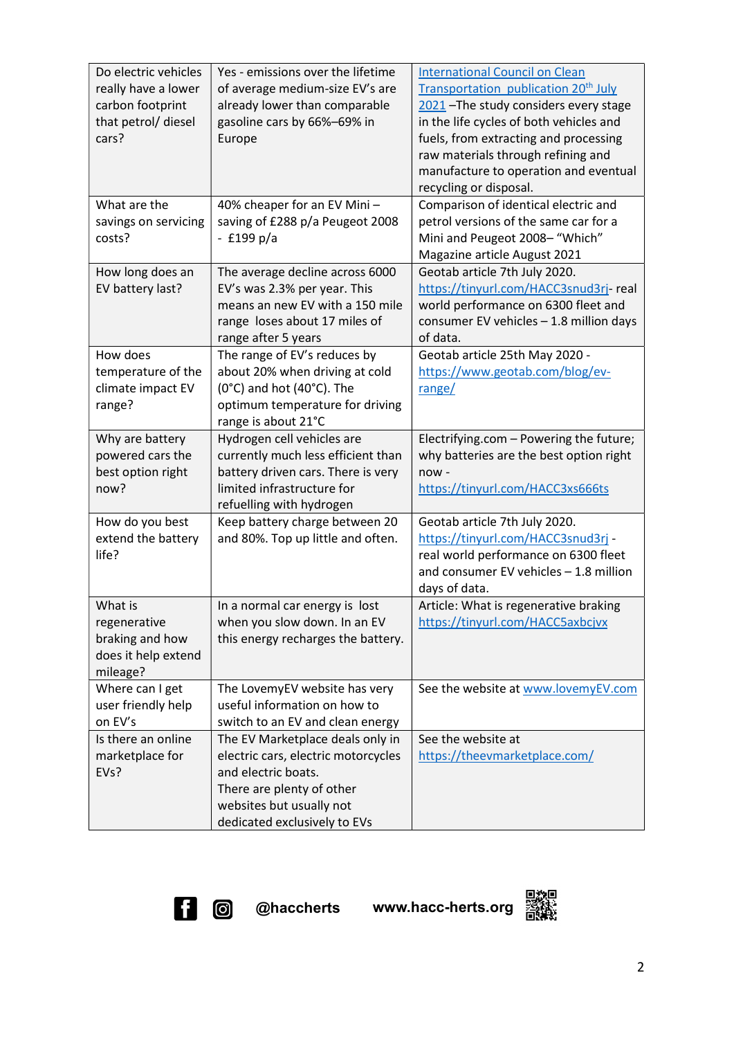| | | |
|---|---|---|
| Do electric vehicles really have a lower carbon footprint that petrol/ diesel cars? | Yes - emissions over the lifetime of average medium-size EV's are already lower than comparable gasoline cars by 66%–69% in Europe | International Council on Clean Transportation publication 20th July 2021 –The study considers every stage in the life cycles of both vehicles and fuels, from extracting and processing raw materials through refining and manufacture to operation and eventual recycling or disposal. |
| What are the savings on servicing costs? | 40% cheaper for an EV Mini – saving of £288 p/a Peugeot 2008 - £199 p/a | Comparison of identical electric and petrol versions of the same car for a Mini and Peugeot 2008– "Which" Magazine article August 2021 |
| How long does an EV battery last? | The average decline across 6000 EV's was 2.3% per year. This means an new EV with a 150 mile range loses about 17 miles of range after 5 years | Geotab article 7th July 2020. https://tinyurl.com/HACC3snud3rj- real world performance on 6300 fleet and consumer EV vehicles – 1.8 million days of data. |
| How does temperature of the climate impact EV range? | The range of EV's reduces by about 20% when driving at cold (0°C) and hot (40°C). The optimum temperature for driving range is about 21°C | Geotab article 25th May 2020 - https://www.geotab.com/blog/ev-range/ |
| Why are battery powered cars the best option right now? | Hydrogen cell vehicles are currently much less efficient than battery driven cars. There is very limited infrastructure for refuelling with hydrogen | Electrifying.com – Powering the future; why batteries are the best option right now - https://tinyurl.com/HACC3xs666ts |
| How do you best extend the battery life? | Keep battery charge between 20 and 80%. Top up little and often. | Geotab article 7th July 2020. https://tinyurl.com/HACC3snud3rj - real world performance on 6300 fleet and consumer EV vehicles – 1.8 million days of data. |
| What is regenerative braking and how does it help extend mileage? | In a normal car energy is lost when you slow down. In an EV this energy recharges the battery. | Article: What is regenerative braking https://tinyurl.com/HACC5axbcjvx |
| Where can I get user friendly help on EV's | The LovemyEV website has very useful information on how to switch to an EV and clean energy | See the website at www.lovemyEV.com |
| Is there an online marketplace for EVs? | The EV Marketplace deals only in electric cars, electric motorcycles and electric boats. There are plenty of other websites but usually not dedicated exclusively to EVs | See the website at https://theevmarketplace.com/ |

@haccherts www.hacc-herts.org